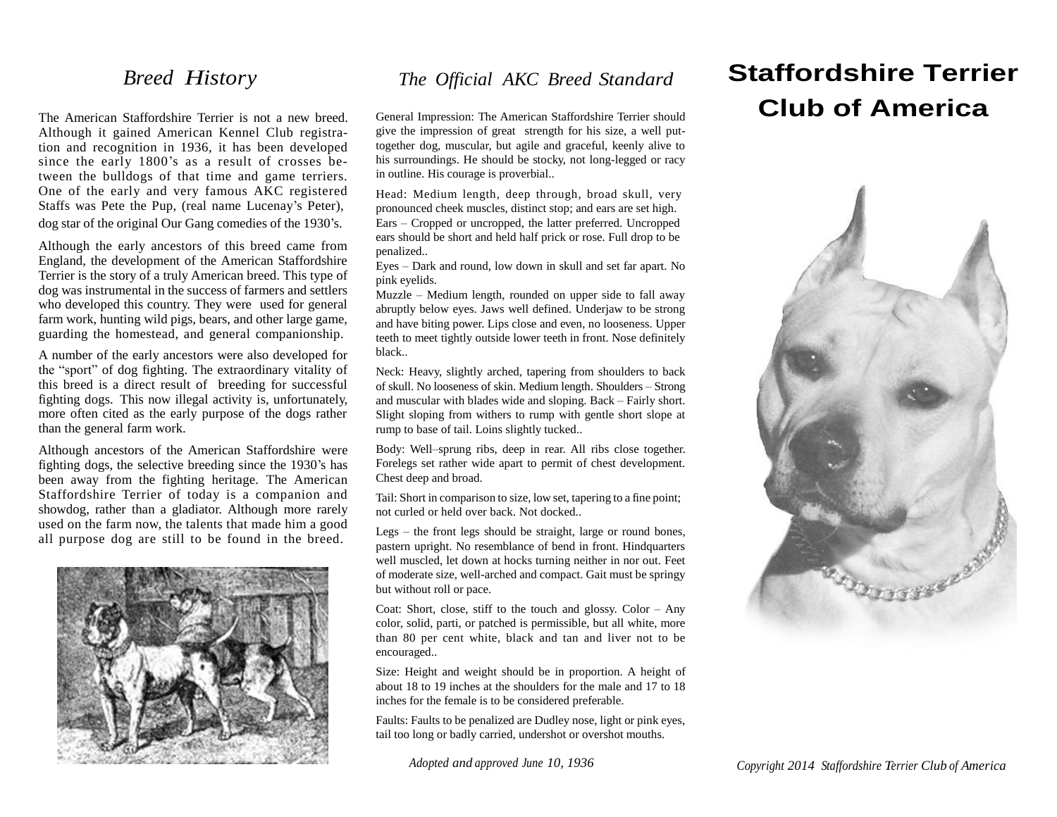## Breed History

The American Staffordshire Terrier is not a new breed. Although it gained American Kennel Club registration and recognition in 1936, it has been developed since the early 1800's as a result of crosses between the bulldogs of that time and game terriers. One of the early and very famous AKC registered Staffs was Pete the Pup, (real name Lucenay's Peter), dog star of the original Our Gang comedies of the 1930's.

Although the early ancestors of this breed came from England, the development of the American Staffordshire Terrier is the story of a truly American breed. This type of dog was instrumental in the success of farmers and settlers who developed this country. They were used for general farm work, hunting wild pigs, bears, and other large game, guarding the homestead, and general companionship.

A number of the early ancestors were also developed for the "sport" of dog fighting. The extraordinary vitality of this breed is a direct result of breeding for successful fighting dogs. This now illegal activity is, unfortunately, more often cited as the early purpose of the dogs rather than the general farm work.

Although ancestors of the American Staffordshire were fighting dogs, the selective breeding since the 1930's has been away from the fighting heritage. The American Staffordshire Terrier of today is a companion and showdog, rather than a gladiator. Although more rarely used on the farm now, the talents that made him a good all purpose dog are still to be found in the breed.

## The Official AKC Breed Standard

General Impression: The American Staffordshire Terrier should give the impression of great strength for his size, a well put-together dog, muscular, but agile and graceful, keenly alive to his surroundings. He should be stocky, not long-legged or racy in outline. His courage is proverbial..

Head: Medium length, deep through, broad skull, very pronounced cheek muscles, distinct stop; and ears are set high. Ears – Cropped or uncropped, the latter preferred. Uncropped ears should be short and held half prick or rose. Full drop to be penalized..
Eyes – Dark and round, low down in skull and set far apart. No pink eyelids.
Muzzle – Medium length, rounded on upper side to fall away abruptly below eyes. Jaws well defined. Underjaw to be strong and have biting power. Lips close and even, no looseness. Upper teeth to meet tightly outside lower teeth in front. Nose definitely black..

Neck: Heavy, slightly arched, tapering from shoulders to back of skull. No looseness of skin. Medium length. Shoulders – Strong and muscular with blades wide and sloping. Back – Fairly short. Slight sloping from withers to rump with gentle short slope at rump to base of tail. Loins slightly tucked..

Body: Well–sprung ribs, deep in rear. All ribs close together. Forelegs set rather wide apart to permit of chest development. Chest deep and broad.

Tail: Short in comparison to size, low set, tapering to a fine point; not curled or held over back. Not docked..

Legs – the front legs should be straight, large or round bones, pastern upright. No resemblance of bend in front. Hindquarters well muscled, let down at hocks turning neither in nor out. Feet of moderate size, well-arched and compact. Gait must be springy but without roll or pace.

Coat: Short, close, stiff to the touch and glossy. Color – Any color, solid, parti, or patched is permissible, but all white, more than 80 per cent white, black and tan and liver not to be encouraged..

Size: Height and weight should be in proportion. A height of about 18 to 19 inches at the shoulders for the male and 17 to 18 inches for the female is to be considered preferable.

Faults: Faults to be penalized are Dudley nose, light or pink eyes, tail too long or badly carried, undershot or overshot mouths.

*Adopted and approved June 10, 1936*

# Staffordshire Terrier Club of America

*Copyright 2014 Staffordshire Terrier Club of America*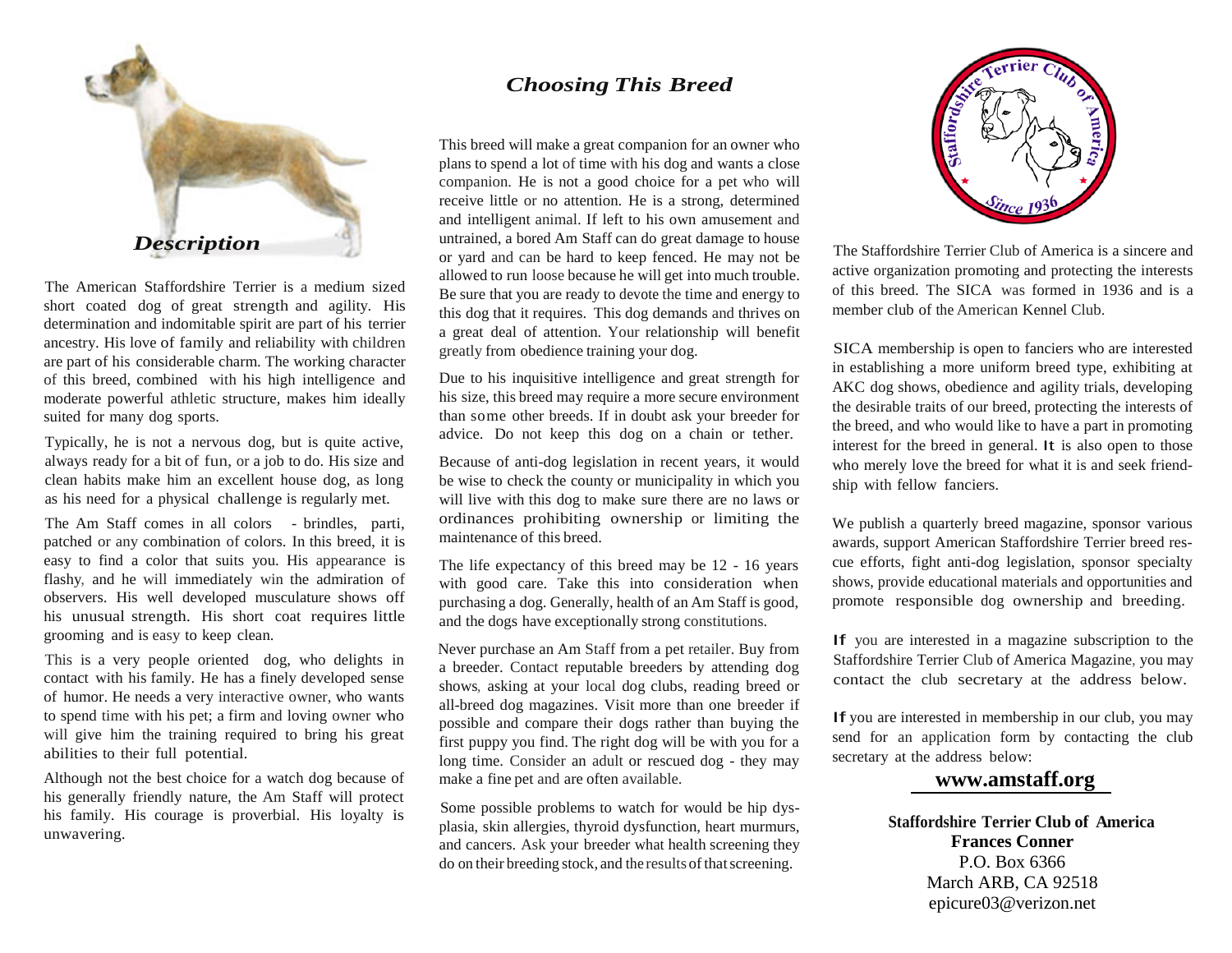## *Description*

The American Staffordshire Terrier is a medium sized short coated dog of great strength and agility. His determination and indomitable spirit are part of his terrier ancestry. His love of family and reliability with children are part of his considerable charm. The working character of this breed, combined with his high intelligence and moderate powerful athletic structure, makes him ideally suited for many dog sports.

Typically, he is not a nervous dog, but is quite active, always ready for a bit of fun, or a job to do. His size and clean habits make him an excellent house dog, as long as his need for a physical challenge is regularly met.

The Am Staff comes in all colors - brindles, parti, patched or any combination of colors. In this breed, it is easy to find a color that suits you. His appearance is flashy, and he will immediately win the admiration of observers. His well developed musculature shows off his unusual strength. His short coat requires little grooming and is easy to keep clean.

This is a very people oriented dog, who delights in contact with his family. He has a finely developed sense of humor. He needs a very interactive owner, who wants to spend time with his pet; a firm and loving owner who will give him the training required to bring his great abilities to their full potential.

Although not the best choice for a watch dog because of his generally friendly nature, the Am Staff will protect his family. His courage is proverbial. His loyalty is unwavering.

## *Choosing This Breed*

This breed will make a great companion for an owner who plans to spend a lot of time with his dog and wants a close companion. He is not a good choice for a pet who will receive little or no attention. He is a strong, determined and intelligent animal. If left to his own amusement and untrained, a bored Am Staff can do great damage to house or yard and can be hard to keep fenced. He may not be allowed to run loose because he will get into much trouble. Be sure that you are ready to devote the time and energy to this dog that it requires. This dog demands and thrives on a great deal of attention. Your relationship will benefit greatly from obedience training your dog.

Due to his inquisitive intelligence and great strength for his size, this breed may require a more secure environment than some other breeds. If in doubt ask your breeder for advice. Do not keep this dog on a chain or tether.

Because of anti-dog legislation in recent years, it would be wise to check the county or municipality in which you will live with this dog to make sure there are no laws or ordinances prohibiting ownership or limiting the maintenance of this breed.

The life expectancy of this breed may be 12 - 16 years with good care. Take this into consideration when purchasing a dog. Generally, health of an Am Staff is good, and the dogs have exceptionally strong constitutions.

Never purchase an Am Staff from a pet retailer. Buy from a breeder. Contact reputable breeders by attending dog shows, asking at your local dog clubs, reading breed or all-breed dog magazines. Visit more than one breeder if possible and compare their dogs rather than buying the first puppy you find. The right dog will be with you for a long time. Consider an adult or rescued dog - they may make a fine pet and are often available.

Some possible problems to watch for would be hip dysplasia, skin allergies, thyroid dysfunction, heart murmurs, and cancers. Ask your breeder what health screening they do on their breeding stock, and the results of that screening.

Staffordshire Terrier Club of America
Since 1936

The Staffordshire Terrier Club of America is a sincere and active organization promoting and protecting the interests of this breed. The SICA was formed in 1936 and is a member club of the American Kennel Club.

SICA membership is open to fanciers who are interested in establishing a more uniform breed type, exhibiting at AKC dog shows, obedience and agility trials, developing the desirable traits of our breed, protecting the interests of the breed, and who would like to have a part in promoting interest for the breed in general. It is also open to those who merely love the breed for what it is and seek friendship with fellow fanciers.

We publish a quarterly breed magazine, sponsor various awards, support American Staffordshire Terrier breed rescue efforts, fight anti-dog legislation, sponsor specialty shows, provide educational materials and opportunities and promote responsible dog ownership and breeding.

If you are interested in a magazine subscription to the Staffordshire Terrier Club of America Magazine, you may contact the club secretary at the address below.

If you are interested in membership in our club, you may send for an application form by contacting the club secretary at the address below:

**www.amstaff.org**

**Staffordshire Terrier Club of America**
**Frances Conner**
P.O. Box 6366
March ARB, CA 92518
epicure03@verizon.net